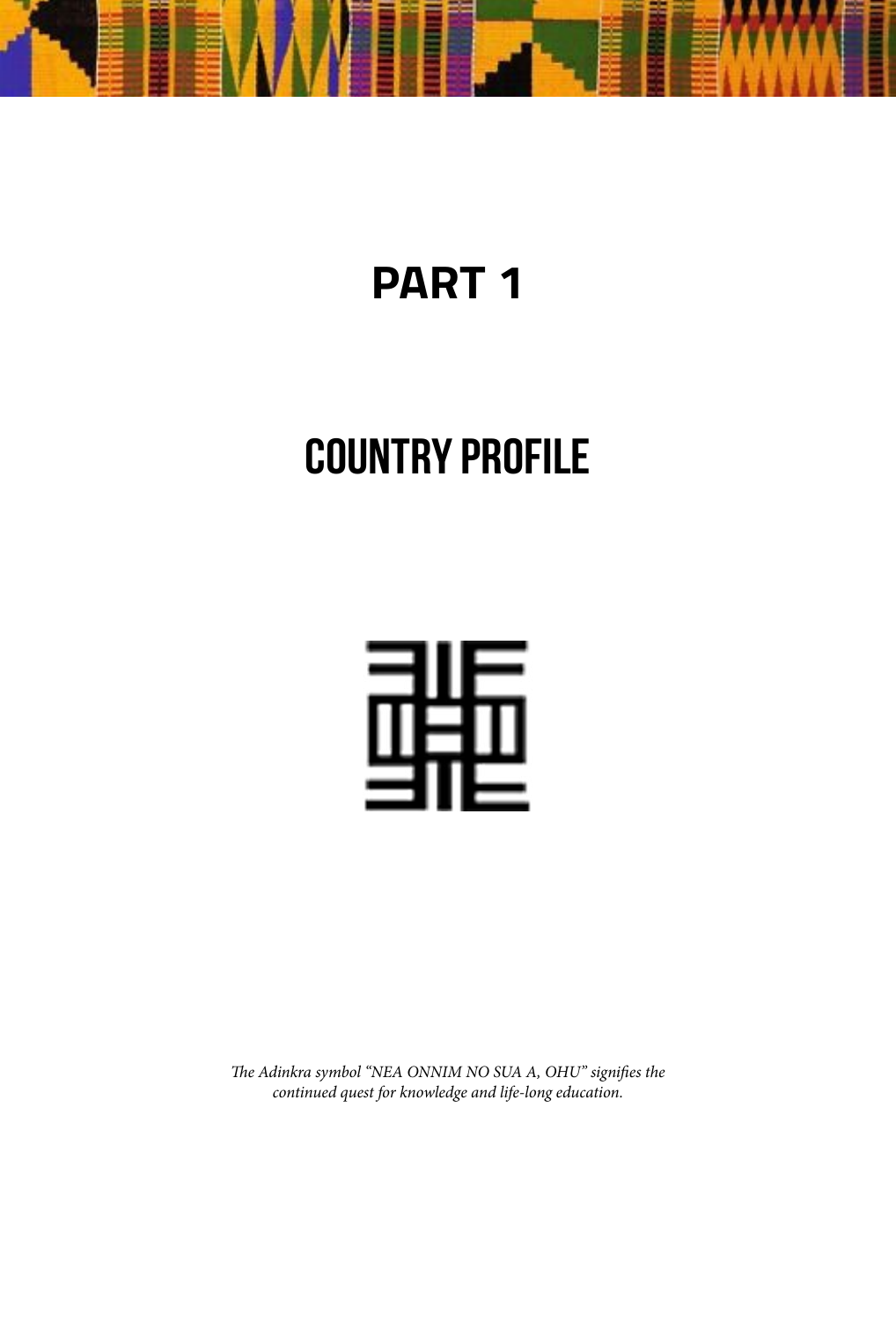# PART 1

# COUNTRY PROFILE

*The Adinkra symbol "NEA ONNIM NO SUA A, OHU" signifies the continued quest for knowledge and life-long education.*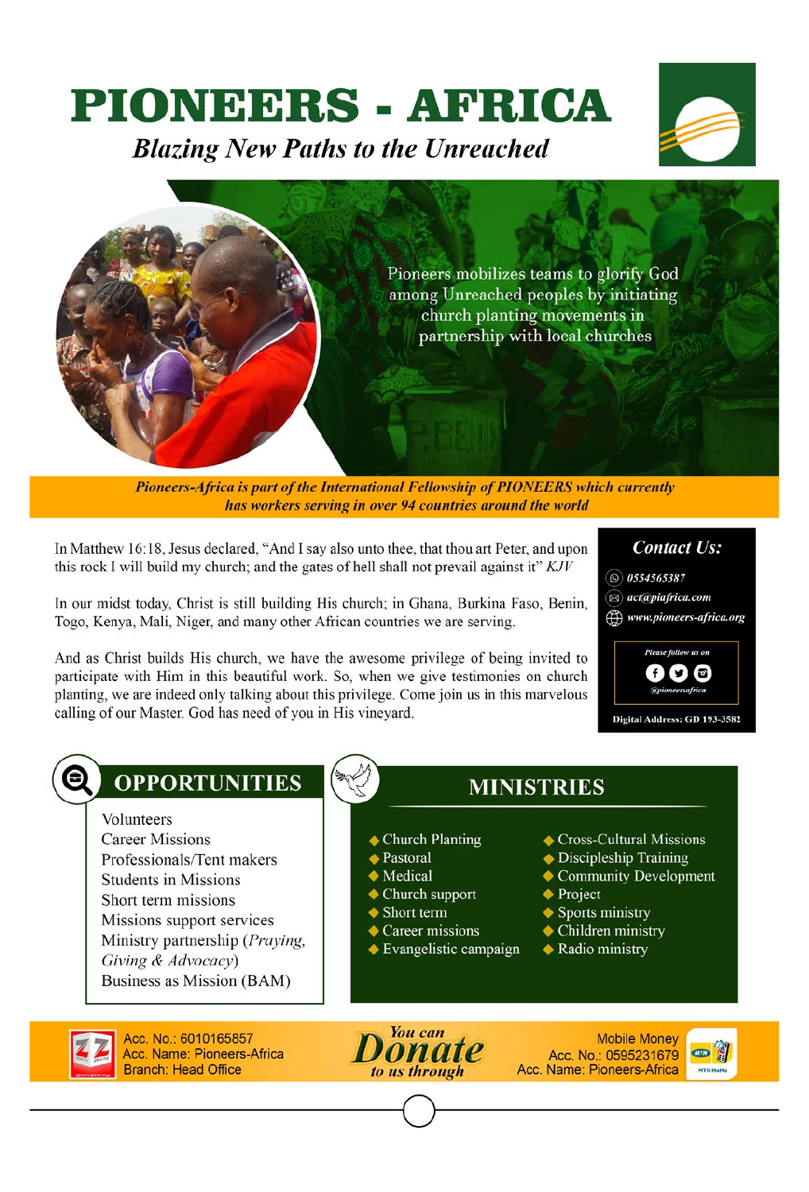# PIONEERS - AFRICA

*Blazing New Paths to the Unreached*

Pioneers mobilizes teams to glorify God among Unreached peoples by initiating church planting movements in partnership with local churches

***Pioneers-Africa is part of the International Fellowship of PIONEERS which currently has workers serving in over 94 countries around the world***

In Matthew 16:18, Jesus declared, "And I say also unto thee, that thou art Peter, and upon this rock I will build my church; and the gates of hell shall not prevail against it" *KJV*

In our midst today, Christ is still building His church; in Ghana, Burkina Faso, Benin, Togo, Kenya, Mali, Niger, and many other African countries we are serving.

And as Christ builds His church, we have the awesome privilege of being invited to participate with Him in this beautiful work. So, when we give testimonies on church planting, we are indeed only talking about this privilege. Come join us in this marvelous calling of our Master. God has need of you in His vineyard.

## Contact Us:

- 0554565387
- act@piafrica.com
- www.pioneers-africa.org

*Please follow us on*

@pioneersafrica

**Digital Address: GD 193-3582**

## OPPORTUNITIES

- Volunteers
- Career Missions
- Professionals/Tent makers
- Students in Missions
- Short term missions
- Missions support services
- Ministry partnership (*Praying, Giving & Advocacy*)
- Business as Mission (BAM)

## MINISTRIES

- Church Planting
- Pastoral
- Medical
- Church support
- Short term
- Career missions
- Evangelistic campaign
- Cross-Cultural Missions
- Discipleship Training
- Community Development
- Project
- Sports ministry
- Children ministry
- Radio ministry

***You can Donate to us through***

Acc. No.: 6010165857
Acc. Name: Pioneers-Africa
Branch: Head Office

Mobile Money
Acc. No.: 0595231679
Acc. Name: Pioneers-Africa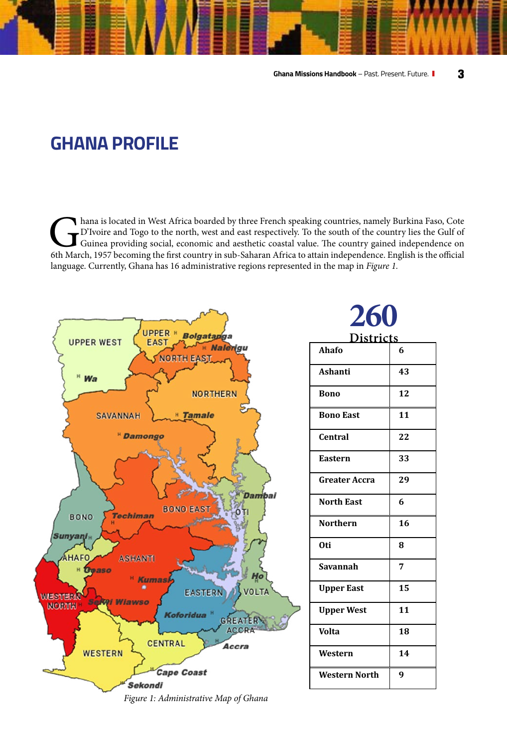# GHANA PROFILE

Ghana is located in West Africa boarded by three French speaking countries, namely Burkina Faso, Cote D'Ivoire and Togo to the north, west and east respectively. To the south of the country lies the Gulf of Guinea providing social, economic and aesthetic coastal value. The country gained independence on 6th March, 1957 becoming the first country in sub-Saharan Africa to attain independence. English is the official language. Currently, Ghana has 16 administrative regions represented in the map in *Figure 1.*

*Figure 1: Administrative Map of Ghana*

**260 Districts**

| Region | Districts |
|---|---|
| **Ahafo** | **6** |
| **Ashanti** | **43** |
| **Bono** | **12** |
| **Bono East** | **11** |
| **Central** | **22** |
| **Eastern** | **33** |
| **Greater Accra** | **29** |
| **North East** | **6** |
| **Northern** | **16** |
| **Oti** | **8** |
| **Savannah** | **7** |
| **Upper East** | **15** |
| **Upper West** | **11** |
| **Volta** | **18** |
| **Western** | **14** |
| **Western North** | **9** |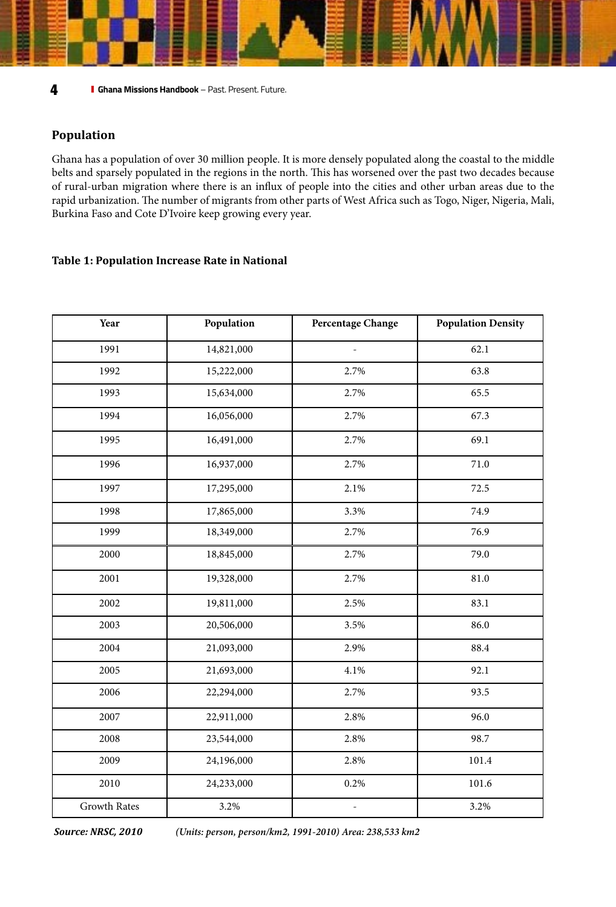## Population

Ghana has a population of over 30 million people. It is more densely populated along the coastal to the middle belts and sparsely populated in the regions in the north. This has worsened over the past two decades because of rural-urban migration where there is an influx of people into the cities and other urban areas due to the rapid urbanization. The number of migrants from other parts of West Africa such as Togo, Niger, Nigeria, Mali, Burkina Faso and Cote D'Ivoire keep growing every year.

**Table 1: Population Increase Rate in National**

| Year | Population | Percentage Change | Population Density |
|---|---|---|---|
| 1991 | 14,821,000 | - | 62.1 |
| 1992 | 15,222,000 | 2.7% | 63.8 |
| 1993 | 15,634,000 | 2.7% | 65.5 |
| 1994 | 16,056,000 | 2.7% | 67.3 |
| 1995 | 16,491,000 | 2.7% | 69.1 |
| 1996 | 16,937,000 | 2.7% | 71.0 |
| 1997 | 17,295,000 | 2.1% | 72.5 |
| 1998 | 17,865,000 | 3.3% | 74.9 |
| 1999 | 18,349,000 | 2.7% | 76.9 |
| 2000 | 18,845,000 | 2.7% | 79.0 |
| 2001 | 19,328,000 | 2.7% | 81.0 |
| 2002 | 19,811,000 | 2.5% | 83.1 |
| 2003 | 20,506,000 | 3.5% | 86.0 |
| 2004 | 21,093,000 | 2.9% | 88.4 |
| 2005 | 21,693,000 | 4.1% | 92.1 |
| 2006 | 22,294,000 | 2.7% | 93.5 |
| 2007 | 22,911,000 | 2.8% | 96.0 |
| 2008 | 23,544,000 | 2.8% | 98.7 |
| 2009 | 24,196,000 | 2.8% | 101.4 |
| 2010 | 24,233,000 | 0.2% | 101.6 |
| Growth Rates | 3.2% | - | 3.2% |

***Source: NRSC, 2010*** *(Units: person, person/km2, 1991-2010) Area: 238,533 km2*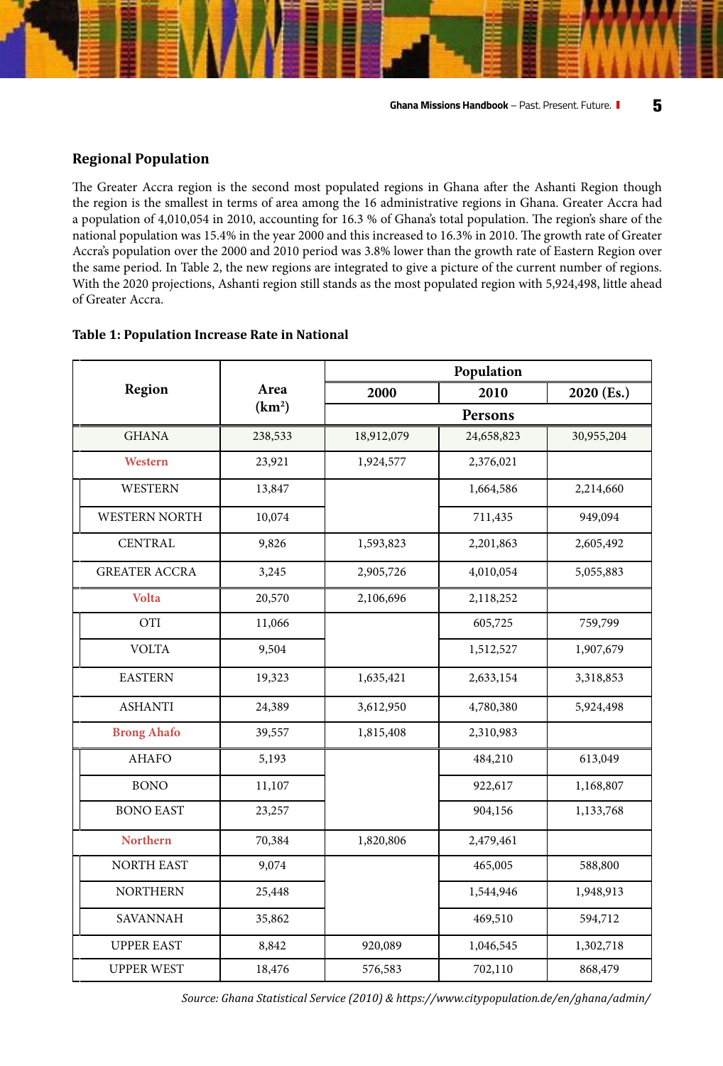## Regional Population

The Greater Accra region is the second most populated regions in Ghana after the Ashanti Region though the region is the smallest in terms of area among the 16 administrative regions in Ghana. Greater Accra had a population of 4,010,054 in 2010, accounting for 16.3 % of Ghana's total population. The region's share of the national population was 15.4% in the year 2000 and this increased to 16.3% in 2010. The growth rate of Greater Accra's population over the 2000 and 2010 period was 3.8% lower than the growth rate of Eastern Region over the same period. In Table 2, the new regions are integrated to give a picture of the current number of regions. With the 2020 projections, Ashanti region still stands as the most populated region with 5,924,498, little ahead of Greater Accra.

**Table 1: Population Increase Rate in National**

| Region | Area (km²) | Population | | |
|---|---|---|---|---|
| | | 2000 | 2010 | 2020 (Es.) |
| | | Persons | | |
| GHANA | 238,533 | 18,912,079 | 24,658,823 | 30,955,204 |
| Western | 23,921 | 1,924,577 | 2,376,021 | |
| WESTERN | 13,847 | | 1,664,586 | 2,214,660 |
| WESTERN NORTH | 10,074 | | 711,435 | 949,094 |
| CENTRAL | 9,826 | 1,593,823 | 2,201,863 | 2,605,492 |
| GREATER ACCRA | 3,245 | 2,905,726 | 4,010,054 | 5,055,883 |
| Volta | 20,570 | 2,106,696 | 2,118,252 | |
| OTI | 11,066 | | 605,725 | 759,799 |
| VOLTA | 9,504 | | 1,512,527 | 1,907,679 |
| EASTERN | 19,323 | 1,635,421 | 2,633,154 | 3,318,853 |
| ASHANTI | 24,389 | 3,612,950 | 4,780,380 | 5,924,498 |
| Brong Ahafo | 39,557 | 1,815,408 | 2,310,983 | |
| AHAFO | 5,193 | | 484,210 | 613,049 |
| BONO | 11,107 | | 922,617 | 1,168,807 |
| BONO EAST | 23,257 | | 904,156 | 1,133,768 |
| Northern | 70,384 | 1,820,806 | 2,479,461 | |
| NORTH EAST | 9,074 | | 465,005 | 588,800 |
| NORTHERN | 25,448 | | 1,544,946 | 1,948,913 |
| SAVANNAH | 35,862 | | 469,510 | 594,712 |
| UPPER EAST | 8,842 | 920,089 | 1,046,545 | 1,302,718 |
| UPPER WEST | 18,476 | 576,583 | 702,110 | 868,479 |

*Source: Ghana Statistical Service (2010) & https://www.citypopulation.de/en/ghana/admin/*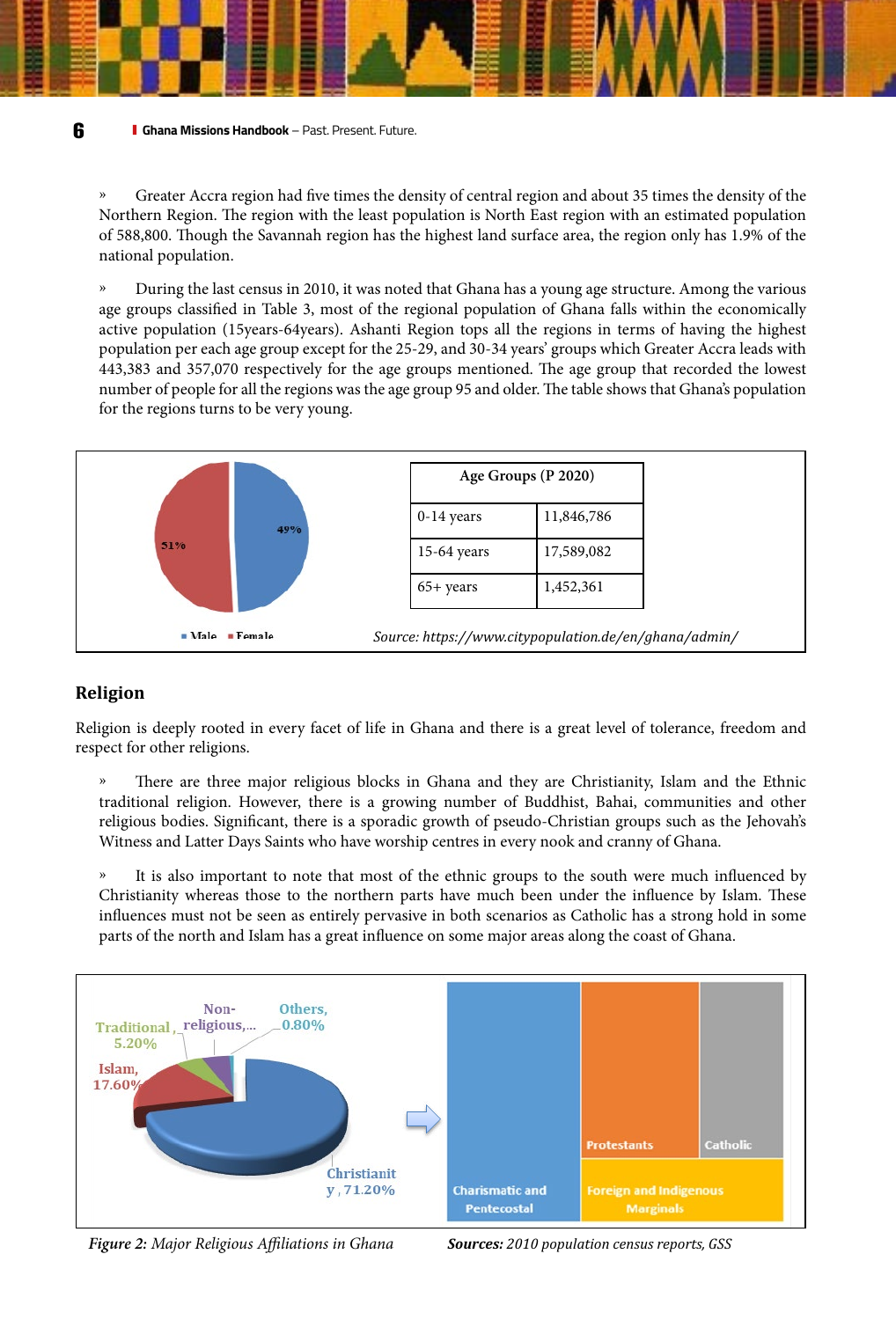» Greater Accra region had five times the density of central region and about 35 times the density of the Northern Region. The region with the least population is North East region with an estimated population of 588,800. Though the Savannah region has the highest land surface area, the region only has 1.9% of the national population.

» During the last census in 2010, it was noted that Ghana has a young age structure. Among the various age groups classified in Table 3, most of the regional population of Ghana falls within the economically active population (15years-64years). Ashanti Region tops all the regions in terms of having the highest population per each age group except for the 25-29, and 30-34 years' groups which Greater Accra leads with 443,383 and 357,070 respectively for the age groups mentioned. The age group that recorded the lowest number of people for all the regions was the age group 95 and older. The table shows that Ghana's population for the regions turns to be very young.

49% 51%

Male Female

| Age Groups (P 2020) | |
|---|---|
| 0-14 years | 11,846,786 |
| 15-64 years | 17,589,082 |
| 65+ years | 1,452,361 |

*Source: https://www.citypopulation.de/en/ghana/admin/*

## Religion

Religion is deeply rooted in every facet of life in Ghana and there is a great level of tolerance, freedom and respect for other religions.

» There are three major religious blocks in Ghana and they are Christianity, Islam and the Ethnic traditional religion. However, there is a growing number of Buddhist, Bahai, communities and other religious bodies. Significant, there is a sporadic growth of pseudo-Christian groups such as the Jehovah's Witness and Latter Days Saints who have worship centres in every nook and cranny of Ghana.

» It is also important to note that most of the ethnic groups to the south were much influenced by Christianity whereas those to the northern parts have much been under the influence by Islam. These influences must not be seen as entirely pervasive in both scenarios as Catholic has a strong hold in some parts of the north and Islam has a great influence on some major areas along the coast of Ghana.

Traditional, 5.20% Non-religious,... Others, 0.80% Islam, 17.60% Christianity, 71.20%

Charismatic and Pentecostal | Protestants | Catholic | Foreign and Indigenous Marginals

*Figure 2: Major Religious Affiliations in Ghana* **Sources:** *2010 population census reports, GSS*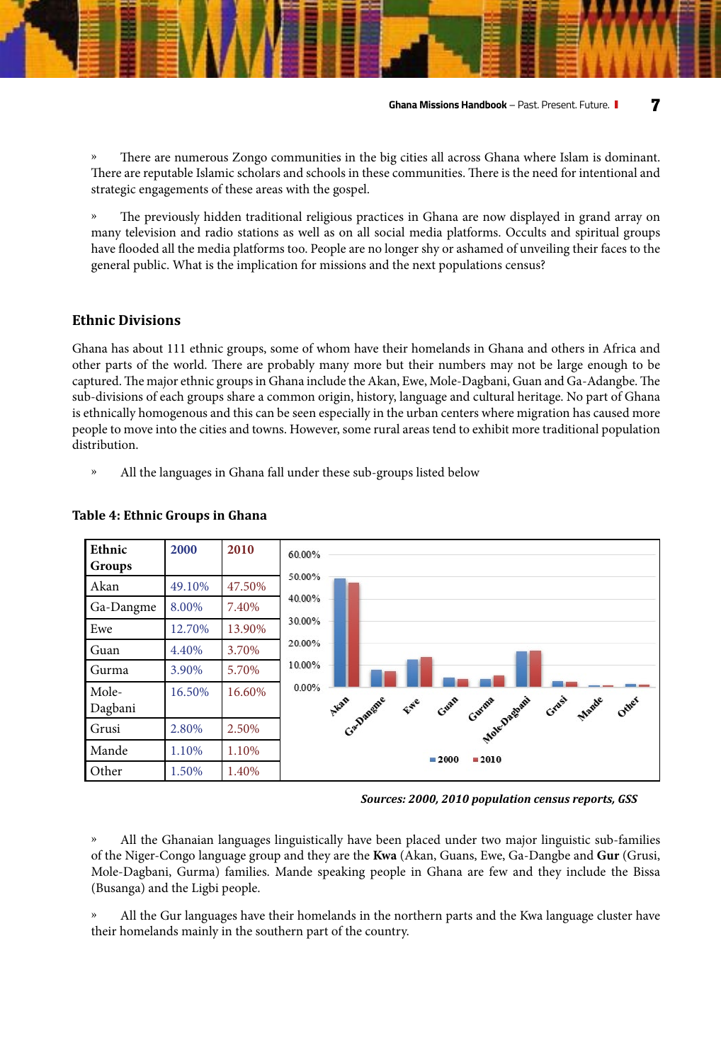» There are numerous Zongo communities in the big cities all across Ghana where Islam is dominant. There are reputable Islamic scholars and schools in these communities. There is the need for intentional and strategic engagements of these areas with the gospel.

» The previously hidden traditional religious practices in Ghana are now displayed in grand array on many television and radio stations as well as on all social media platforms. Occults and spiritual groups have flooded all the media platforms too. People are no longer shy or ashamed of unveiling their faces to the general public. What is the implication for missions and the next populations census?

## Ethnic Divisions

Ghana has about 111 ethnic groups, some of whom have their homelands in Ghana and others in Africa and other parts of the world. There are probably many more but their numbers may not be large enough to be captured. The major ethnic groups in Ghana include the Akan, Ewe, Mole-Dagbani, Guan and Ga-Adangbe. The sub-divisions of each groups share a common origin, history, language and cultural heritage. No part of Ghana is ethnically homogenous and this can be seen especially in the urban centers where migration has caused more people to move into the cities and towns. However, some rural areas tend to exhibit more traditional population distribution.

» All the languages in Ghana fall under these sub-groups listed below

**Table 4: Ethnic Groups in Ghana**

| Ethnic Groups | 2000 | 2010 |
|---|---|---|
| Akan | 49.10% | 47.50% |
| Ga-Dangme | 8.00% | 7.40% |
| Ewe | 12.70% | 13.90% |
| Guan | 4.40% | 3.70% |
| Gurma | 3.90% | 5.70% |
| Mole-Dagbani | 16.50% | 16.60% |
| Grusi | 2.80% | 2.50% |
| Mande | 1.10% | 1.10% |
| Other | 1.50% | 1.40% |

***Sources: 2000, 2010 population census reports, GSS***

» All the Ghanaian languages linguistically have been placed under two major linguistic sub-families of the Niger-Congo language group and they are the **Kwa** (Akan, Guans, Ewe, Ga-Dangbe and **Gur** (Grusi, Mole-Dagbani, Gurma) families. Mande speaking people in Ghana are few and they include the Bissa (Busanga) and the Ligbi people.

» All the Gur languages have their homelands in the northern parts and the Kwa language cluster have their homelands mainly in the southern part of the country.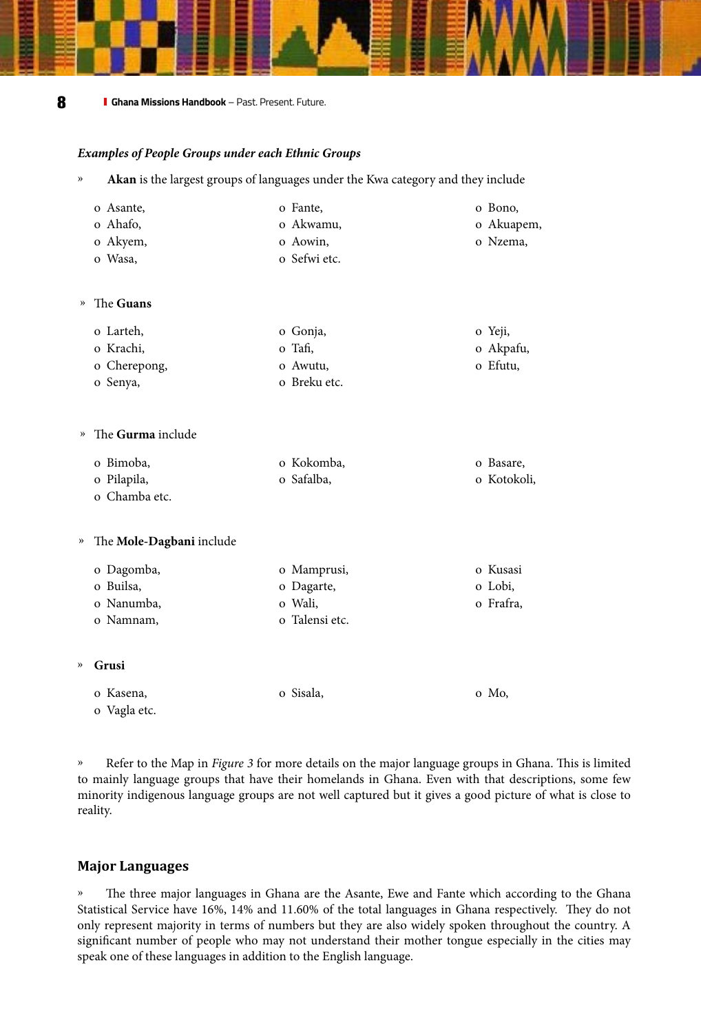***Examples of People Groups under each Ethnic Groups***

» **Akan** is the largest groups of languages under the Kwa category and they include

- Asante,
- Ahafo,
- Akyem,
- Wasa,
- Fante,
- Akwamu,
- Aowin,
- Sefwi etc.
- Bono,
- Akuapem,
- Nzema,

» The **Guans**

- Larteh,
- Krachi,
- Cherepong,
- Senya,
- Gonja,
- Tafi,
- Awutu,
- Breku etc.
- Yeji,
- Akpafu,
- Efutu,

» The **Gurma** include

- Bimoba,
- Pilapila,
- Chamba etc.
- Kokomba,
- Safalba,
- Basare,
- Kotokoli,

» The **Mole-Dagbani** include

- Dagomba,
- Builsa,
- Nanumba,
- Namnam,
- Mamprusi,
- Dagarte,
- Wali,
- Talensi etc.
- Kusasi
- Lobi,
- Frafra,

» **Grusi**

- Kasena,
- Vagla etc.
- Sisala,
- Mo,

» Refer to the Map in *Figure 3* for more details on the major language groups in Ghana. This is limited to mainly language groups that have their homelands in Ghana. Even with that descriptions, some few minority indigenous language groups are not well captured but it gives a good picture of what is close to reality.

## Major Languages

» The three major languages in Ghana are the Asante, Ewe and Fante which according to the Ghana Statistical Service have 16%, 14% and 11.60% of the total languages in Ghana respectively. They do not only represent majority in terms of numbers but they are also widely spoken throughout the country. A significant number of people who may not understand their mother tongue especially in the cities may speak one of these languages in addition to the English language.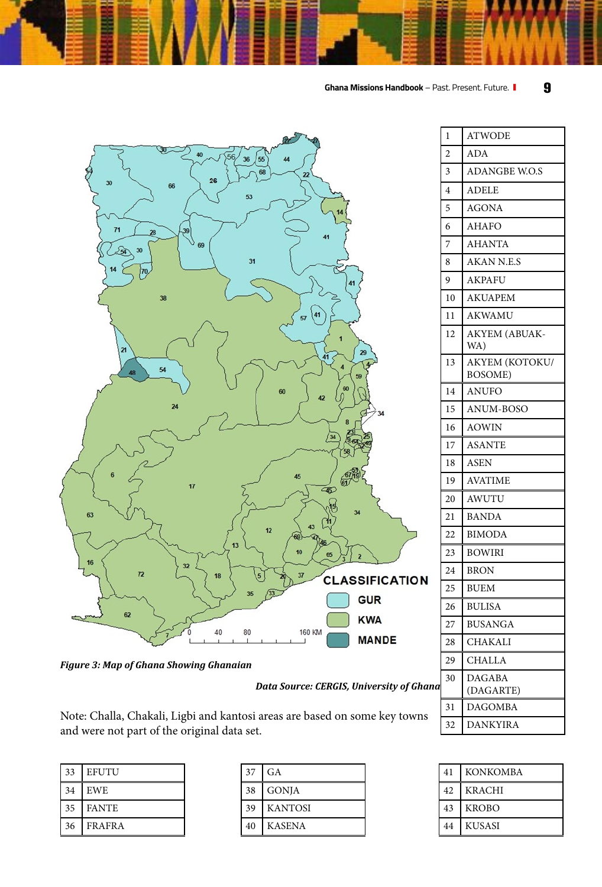*Figure 3: Map of Ghana Showing Ghanaian*

*Data Source: CERGIS, University of Ghana*

Note: Challa, Chakali, Ligbi and kantosi areas are based on some key towns and were not part of the original data set.

| | |
|---|---|
| 1 | ATWODE |
| 2 | ADA |
| 3 | ADANGBE W.O.S |
| 4 | ADELE |
| 5 | AGONA |
| 6 | AHAFO |
| 7 | AHANTA |
| 8 | AKAN N.E.S |
| 9 | AKPAFU |
| 10 | AKUAPEM |
| 11 | AKWAMU |
| 12 | AKYEM (ABUAKWA) |
| 13 | AKYEM (KOTOKU/ BOSOME) |
| 14 | ANUFO |
| 15 | ANUM-BOSO |
| 16 | AOWIN |
| 17 | ASANTE |
| 18 | ASEN |
| 19 | AVATIME |
| 20 | AWUTU |
| 21 | BANDA |
| 22 | BIMODA |
| 23 | BOWIRI |
| 24 | BRON |
| 25 | BUEM |
| 26 | BULISA |
| 27 | BUSANGA |
| 28 | CHAKALI |
| 29 | CHALLA |
| 30 | DAGABA (DAGARTE) |
| 31 | DAGOMBA |
| 32 | DANKYIRA |

| | |
|---|---|
| 33 | EFUTU |
| 34 | EWE |
| 35 | FANTE |
| 36 | FRAFRA |

| | |
|---|---|
| 37 | GA |
| 38 | GONJA |
| 39 | KANTOSI |
| 40 | KASENA |

| | |
|---|---|
| 41 | KONKOMBA |
| 42 | KRACHI |
| 43 | KROBO |
| 44 | KUSASI |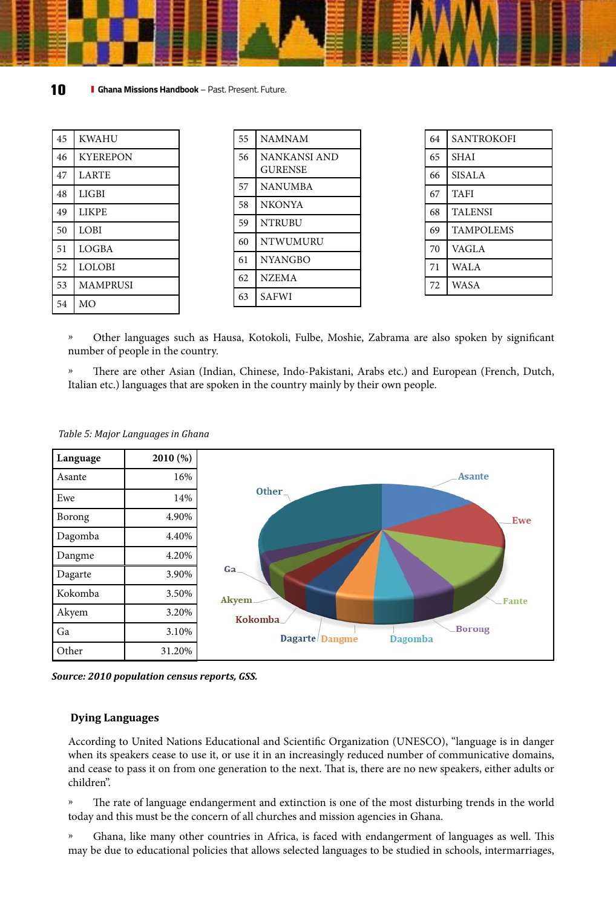| | |
|---|---|
| 45 | KWAHU |
| 46 | KYEREPON |
| 47 | LARTE |
| 48 | LIGBI |
| 49 | LIKPE |
| 50 | LOBI |
| 51 | LOGBA |
| 52 | LOLOBI |
| 53 | MAMPRUSI |
| 54 | MO |
| 55 | NAMNAM |
| 56 | NANKANSI AND GURENSE |
| 57 | NANUMBA |
| 58 | NKONYA |
| 59 | NTRUBU |
| 60 | NTWUMURU |
| 61 | NYANGBO |
| 62 | NZEMA |
| 63 | SAFWI |
| 64 | SANTROKOFI |
| 65 | SHAI |
| 66 | SISALA |
| 67 | TAFI |
| 68 | TALENSI |
| 69 | TAMPOLEMS |
| 70 | VAGLA |
| 71 | WALA |
| 72 | WASA |

» Other languages such as Hausa, Kotokoli, Fulbe, Moshie, Zabrama are also spoken by significant number of people in the country.

» There are other Asian (Indian, Chinese, Indo-Pakistani, Arabs etc.) and European (French, Dutch, Italian etc.) languages that are spoken in the country mainly by their own people.

*Table 5: Major Languages in Ghana*

| Language | 2010 (%) |
|---|---|
| Asante | 16% |
| Ewe | 14% |
| Borong | 4.90% |
| Dagomba | 4.40% |
| Dangme | 4.20% |
| Dagarte | 3.90% |
| Kokomba | 3.50% |
| Akyem | 3.20% |
| Ga | 3.10% |
| Other | 31.20% |

***Source: 2010 population census reports, GSS.***

### Dying Languages

According to United Nations Educational and Scientific Organization (UNESCO), "language is in danger when its speakers cease to use it, or use it in an increasingly reduced number of communicative domains, and cease to pass it on from one generation to the next. That is, there are no new speakers, either adults or children".

» The rate of language endangerment and extinction is one of the most disturbing trends in the world today and this must be the concern of all churches and mission agencies in Ghana.

» Ghana, like many other countries in Africa, is faced with endangerment of languages as well. This may be due to educational policies that allows selected languages to be studied in schools, intermarriages,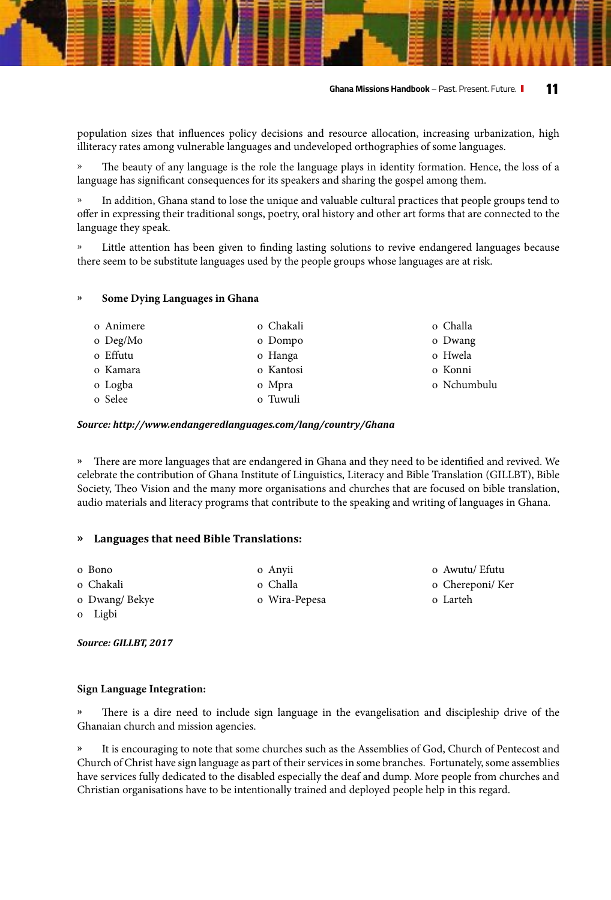population sizes that influences policy decisions and resource allocation, increasing urbanization, high illiteracy rates among vulnerable languages and undeveloped orthographies of some languages.

» The beauty of any language is the role the language plays in identity formation. Hence, the loss of a language has significant consequences for its speakers and sharing the gospel among them.

» In addition, Ghana stand to lose the unique and valuable cultural practices that people groups tend to offer in expressing their traditional songs, poetry, oral history and other art forms that are connected to the language they speak.

» Little attention has been given to finding lasting solutions to revive endangered languages because there seem to be substitute languages used by the people groups whose languages are at risk.

» **Some Dying Languages in Ghana**

- Animere
- Chakali
- Challa
- Deg/Mo
- Dompo
- Dwang
- Effutu
- Hanga
- Hwela
- Kamara
- Kantosi
- Konni
- Logba
- Mpra
- Nchumbulu
- Selee
- Tuwuli

***Source: http://www.endangeredlanguages.com/lang/country/Ghana***

» There are more languages that are endangered in Ghana and they need to be identified and revived. We celebrate the contribution of Ghana Institute of Linguistics, Literacy and Bible Translation (GILLBT), Bible Society, Theo Vision and the many more organisations and churches that are focused on bible translation, audio materials and literacy programs that contribute to the speaking and writing of languages in Ghana.

» **Languages that need Bible Translations:**

- Bono
- Anyii
- Awutu/ Efutu
- Chakali
- Challa
- Chereponi/ Ker
- Dwang/ Bekye
- Wira-Pepesa
- Larteh
- Ligbi

***Source: GILLBT, 2017***

**Sign Language Integration:**

» There is a dire need to include sign language in the evangelisation and discipleship drive of the Ghanaian church and mission agencies.

» It is encouraging to note that some churches such as the Assemblies of God, Church of Pentecost and Church of Christ have sign language as part of their services in some branches. Fortunately, some assemblies have services fully dedicated to the disabled especially the deaf and dump. More people from churches and Christian organisations have to be intentionally trained and deployed people help in this regard.